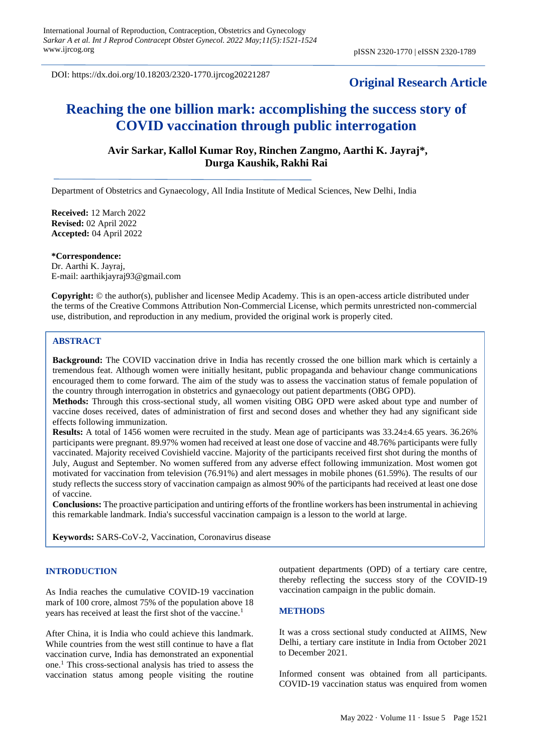DOI: https://dx.doi.org/10.18203/2320-1770.ijrcog20221287

**Original Research Article**

# Reaching the one billion mark: accomplishing the success story of COVID vaccination through public interrogation

**Avir Sarkar, Kallol Kumar Roy, Rinchen Zangmo, Aarthi K. Jayraj*, Durga Kaushik, Rakhi Rai**

Department of Obstetrics and Gynaecology, All India Institute of Medical Sciences, New Delhi, India

**Received:** 12 March 2022
**Revised:** 02 April 2022
**Accepted:** 04 April 2022

***Correspondence:**
Dr. Aarthi K. Jayraj,
E-mail: aarthikjayraj93@gmail.com

**Copyright:** © the author(s), publisher and licensee Medip Academy. This is an open-access article distributed under the terms of the Creative Commons Attribution Non-Commercial License, which permits unrestricted non-commercial use, distribution, and reproduction in any medium, provided the original work is properly cited.

## ABSTRACT

**Background:** The COVID vaccination drive in India has recently crossed the one billion mark which is certainly a tremendous feat. Although women were initially hesitant, public propaganda and behaviour change communications encouraged them to come forward. The aim of the study was to assess the vaccination status of female population of the country through interrogation in obstetrics and gynaecology out patient departments (OBG OPD).

**Methods:** Through this cross-sectional study, all women visiting OBG OPD were asked about type and number of vaccine doses received, dates of administration of first and second doses and whether they had any significant side effects following immunization.

**Results:** A total of 1456 women were recruited in the study. Mean age of participants was 33.24±4.65 years. 36.26% participants were pregnant. 89.97% women had received at least one dose of vaccine and 48.76% participants were fully vaccinated. Majority received Covishield vaccine. Majority of the participants received first shot during the months of July, August and September. No women suffered from any adverse effect following immunization. Most women got motivated for vaccination from television (76.91%) and alert messages in mobile phones (61.59%). The results of our study reflects the success story of vaccination campaign as almost 90% of the participants had received at least one dose of vaccine.

**Conclusions:** The proactive participation and untiring efforts of the frontline workers has been instrumental in achieving this remarkable landmark. India's successful vaccination campaign is a lesson to the world at large.

**Keywords:** SARS-CoV-2, Vaccination, Coronavirus disease

## INTRODUCTION

As India reaches the cumulative COVID-19 vaccination mark of 100 crore, almost 75% of the population above 18 years has received at least the first shot of the vaccine.[1]

After China, it is India who could achieve this landmark. While countries from the west still continue to have a flat vaccination curve, India has demonstrated an exponential one.[1] This cross-sectional analysis has tried to assess the vaccination status among people visiting the routine outpatient departments (OPD) of a tertiary care centre, thereby reflecting the success story of the COVID-19 vaccination campaign in the public domain.

## METHODS

It was a cross sectional study conducted at AIIMS, New Delhi, a tertiary care institute in India from October 2021 to December 2021.

Informed consent was obtained from all participants. COVID-19 vaccination status was enquired from women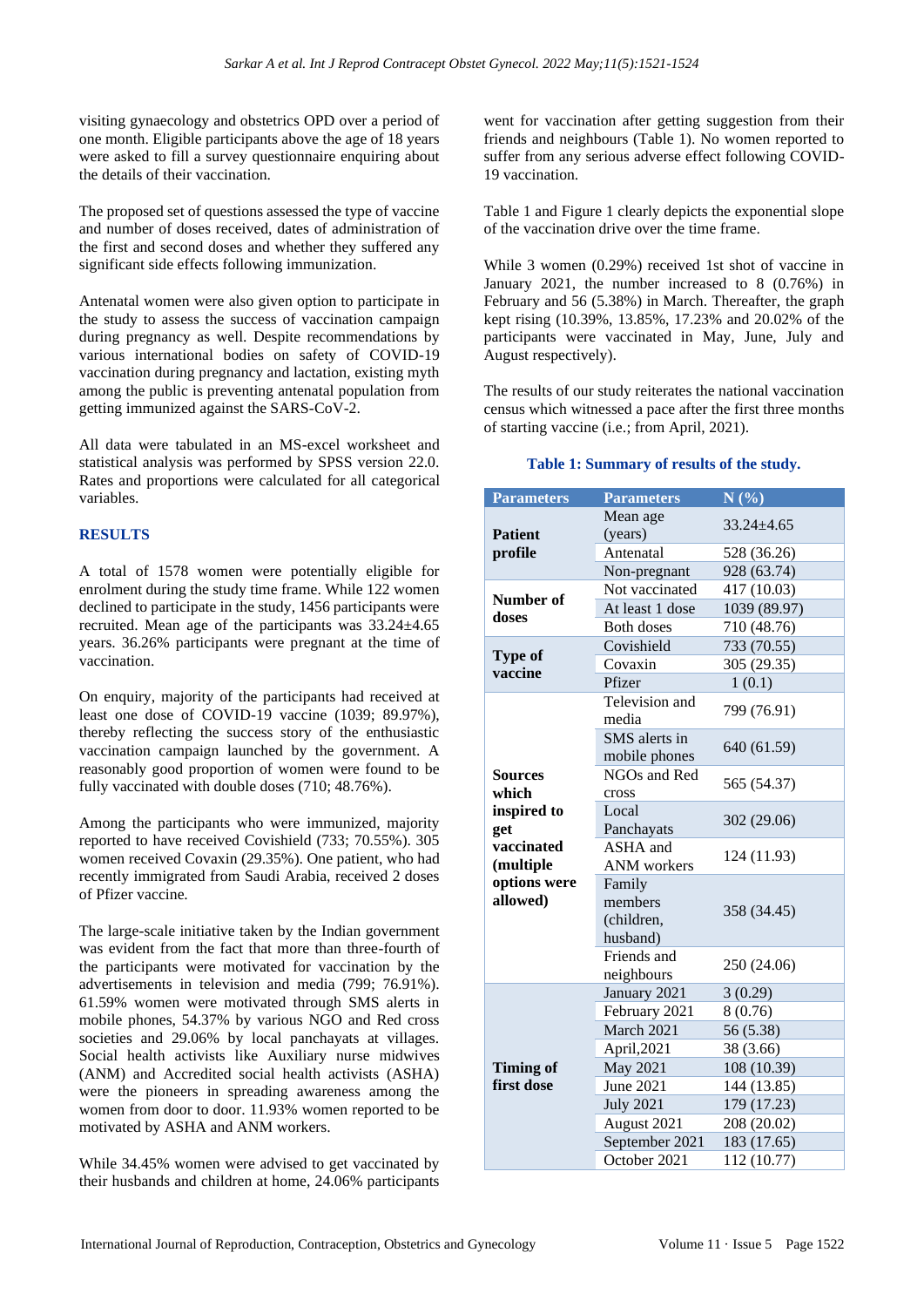visiting gynaecology and obstetrics OPD over a period of one month. Eligible participants above the age of 18 years were asked to fill a survey questionnaire enquiring about the details of their vaccination.

The proposed set of questions assessed the type of vaccine and number of doses received, dates of administration of the first and second doses and whether they suffered any significant side effects following immunization.

Antenatal women were also given option to participate in the study to assess the success of vaccination campaign during pregnancy as well. Despite recommendations by various international bodies on safety of COVID-19 vaccination during pregnancy and lactation, existing myth among the public is preventing antenatal population from getting immunized against the SARS-CoV-2.

All data were tabulated in an MS-excel worksheet and statistical analysis was performed by SPSS version 22.0. Rates and proportions were calculated for all categorical variables.

## RESULTS

A total of 1578 women were potentially eligible for enrolment during the study time frame. While 122 women declined to participate in the study, 1456 participants were recruited. Mean age of the participants was 33.24±4.65 years. 36.26% participants were pregnant at the time of vaccination.

On enquiry, majority of the participants had received at least one dose of COVID-19 vaccine (1039; 89.97%), thereby reflecting the success story of the enthusiastic vaccination campaign launched by the government. A reasonably good proportion of women were found to be fully vaccinated with double doses (710; 48.76%).

Among the participants who were immunized, majority reported to have received Covishield (733; 70.55%). 305 women received Covaxin (29.35%). One patient, who had recently immigrated from Saudi Arabia, received 2 doses of Pfizer vaccine.

The large-scale initiative taken by the Indian government was evident from the fact that more than three-fourth of the participants were motivated for vaccination by the advertisements in television and media (799; 76.91%). 61.59% women were motivated through SMS alerts in mobile phones, 54.37% by various NGO and Red cross societies and 29.06% by local panchayats at villages. Social health activists like Auxiliary nurse midwives (ANM) and Accredited social health activists (ASHA) were the pioneers in spreading awareness among the women from door to door. 11.93% women reported to be motivated by ASHA and ANM workers.

While 34.45% women were advised to get vaccinated by their husbands and children at home, 24.06% participants went for vaccination after getting suggestion from their friends and neighbours (Table 1). No women reported to suffer from any serious adverse effect following COVID-19 vaccination.

Table 1 and Figure 1 clearly depicts the exponential slope of the vaccination drive over the time frame.

While 3 women (0.29%) received 1st shot of vaccine in January 2021, the number increased to 8 (0.76%) in February and 56 (5.38%) in March. Thereafter, the graph kept rising (10.39%, 13.85%, 17.23% and 20.02% of the participants were vaccinated in May, June, July and August respectively).

The results of our study reiterates the national vaccination census which witnessed a pace after the first three months of starting vaccine (i.e.; from April, 2021).

**Table 1: Summary of results of the study.**

| Parameters | Parameters | N (%) |
|---|---|---|
| **Patient profile** | Mean age (years) | 33.24±4.65 |
| | Antenatal | 528 (36.26) |
| | Non-pregnant | 928 (63.74) |
| **Number of doses** | Not vaccinated | 417 (10.03) |
| | At least 1 dose | 1039 (89.97) |
| | Both doses | 710 (48.76) |
| **Type of vaccine** | Covishield | 733 (70.55) |
| | Covaxin | 305 (29.35) |
| | Pfizer | 1 (0.1) |
| **Sources which inspired to get vaccinated (multiple options were allowed)** | Television and media | 799 (76.91) |
| | SMS alerts in mobile phones | 640 (61.59) |
| | NGOs and Red cross | 565 (54.37) |
| | Local Panchayats | 302 (29.06) |
| | ASHA and ANM workers | 124 (11.93) |
| | Family members (children, husband) | 358 (34.45) |
| | Friends and neighbours | 250 (24.06) |
| **Timing of first dose** | January 2021 | 3 (0.29) |
| | February 2021 | 8 (0.76) |
| | March 2021 | 56 (5.38) |
| | April,2021 | 38 (3.66) |
| | May 2021 | 108 (10.39) |
| | June 2021 | 144 (13.85) |
| | July 2021 | 179 (17.23) |
| | August 2021 | 208 (20.02) |
| | September 2021 | 183 (17.65) |
| | October 2021 | 112 (10.77) |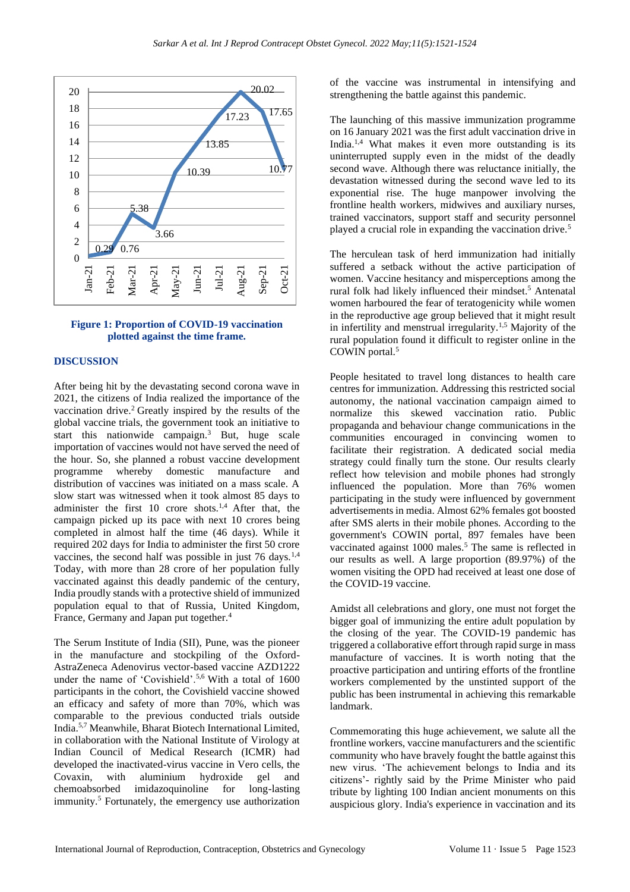Figure 1: Proportion of COVID-19 vaccination plotted against the time frame.

## DISCUSSION

After being hit by the devastating second corona wave in 2021, the citizens of India realized the importance of the vaccination drive.[2] Greatly inspired by the results of the global vaccine trials, the government took an initiative to start this nationwide campaign.[3] But, huge scale importation of vaccines would not have served the need of the hour. So, she planned a robust vaccine development programme whereby domestic manufacture and distribution of vaccines was initiated on a mass scale. A slow start was witnessed when it took almost 85 days to administer the first 10 crore shots.[1,4] After that, the campaign picked up its pace with next 10 crores being completed in almost half the time (46 days). While it required 202 days for India to administer the first 50 crore vaccines, the second half was possible in just 76 days.[1,4] Today, with more than 28 crore of her population fully vaccinated against this deadly pandemic of the century, India proudly stands with a protective shield of immunized population equal to that of Russia, United Kingdom, France, Germany and Japan put together.[4]

The Serum Institute of India (SII), Pune, was the pioneer in the manufacture and stockpiling of the Oxford-AstraZeneca Adenovirus vector-based vaccine AZD1222 under the name of 'Covishield'.[5,6] With a total of 1600 participants in the cohort, the Covishield vaccine showed an efficacy and safety of more than 70%, which was comparable to the previous conducted trials outside India.[5,7] Meanwhile, Bharat Biotech International Limited, in collaboration with the National Institute of Virology at Indian Council of Medical Research (ICMR) had developed the inactivated-virus vaccine in Vero cells, the Covaxin, with aluminium hydroxide gel and chemoabsorbed imidazoquinoline for long-lasting immunity.[5] Fortunately, the emergency use authorization of the vaccine was instrumental in intensifying and strengthening the battle against this pandemic.

The launching of this massive immunization programme on 16 January 2021 was the first adult vaccination drive in India.[1,4] What makes it even more outstanding is its uninterrupted supply even in the midst of the deadly second wave. Although there was reluctance initially, the devastation witnessed during the second wave led to its exponential rise. The huge manpower involving the frontline health workers, midwives and auxiliary nurses, trained vaccinators, support staff and security personnel played a crucial role in expanding the vaccination drive.[5]

The herculean task of herd immunization had initially suffered a setback without the active participation of women. Vaccine hesitancy and misperceptions among the rural folk had likely influenced their mindset.[5] Antenatal women harboured the fear of teratogenicity while women in the reproductive age group believed that it might result in infertility and menstrual irregularity.[1,5] Majority of the rural population found it difficult to register online in the COWIN portal.[5]

People hesitated to travel long distances to health care centres for immunization. Addressing this restricted social autonomy, the national vaccination campaign aimed to normalize this skewed vaccination ratio. Public propaganda and behaviour change communications in the communities encouraged in convincing women to facilitate their registration. A dedicated social media strategy could finally turn the stone. Our results clearly reflect how television and mobile phones had strongly influenced the population. More than 76% women participating in the study were influenced by government advertisements in media. Almost 62% females got boosted after SMS alerts in their mobile phones. According to the government's COWIN portal, 897 females have been vaccinated against 1000 males.[5] The same is reflected in our results as well. A large proportion (89.97%) of the women visiting the OPD had received at least one dose of the COVID-19 vaccine.

Amidst all celebrations and glory, one must not forget the bigger goal of immunizing the entire adult population by the closing of the year. The COVID-19 pandemic has triggered a collaborative effort through rapid surge in mass manufacture of vaccines. It is worth noting that the proactive participation and untiring efforts of the frontline workers complemented by the unstinted support of the public has been instrumental in achieving this remarkable landmark.

Commemorating this huge achievement, we salute all the frontline workers, vaccine manufacturers and the scientific community who have bravely fought the battle against this new virus. 'The achievement belongs to India and its citizens'- rightly said by the Prime Minister who paid tribute by lighting 100 Indian ancient monuments on this auspicious glory. India's experience in vaccination and its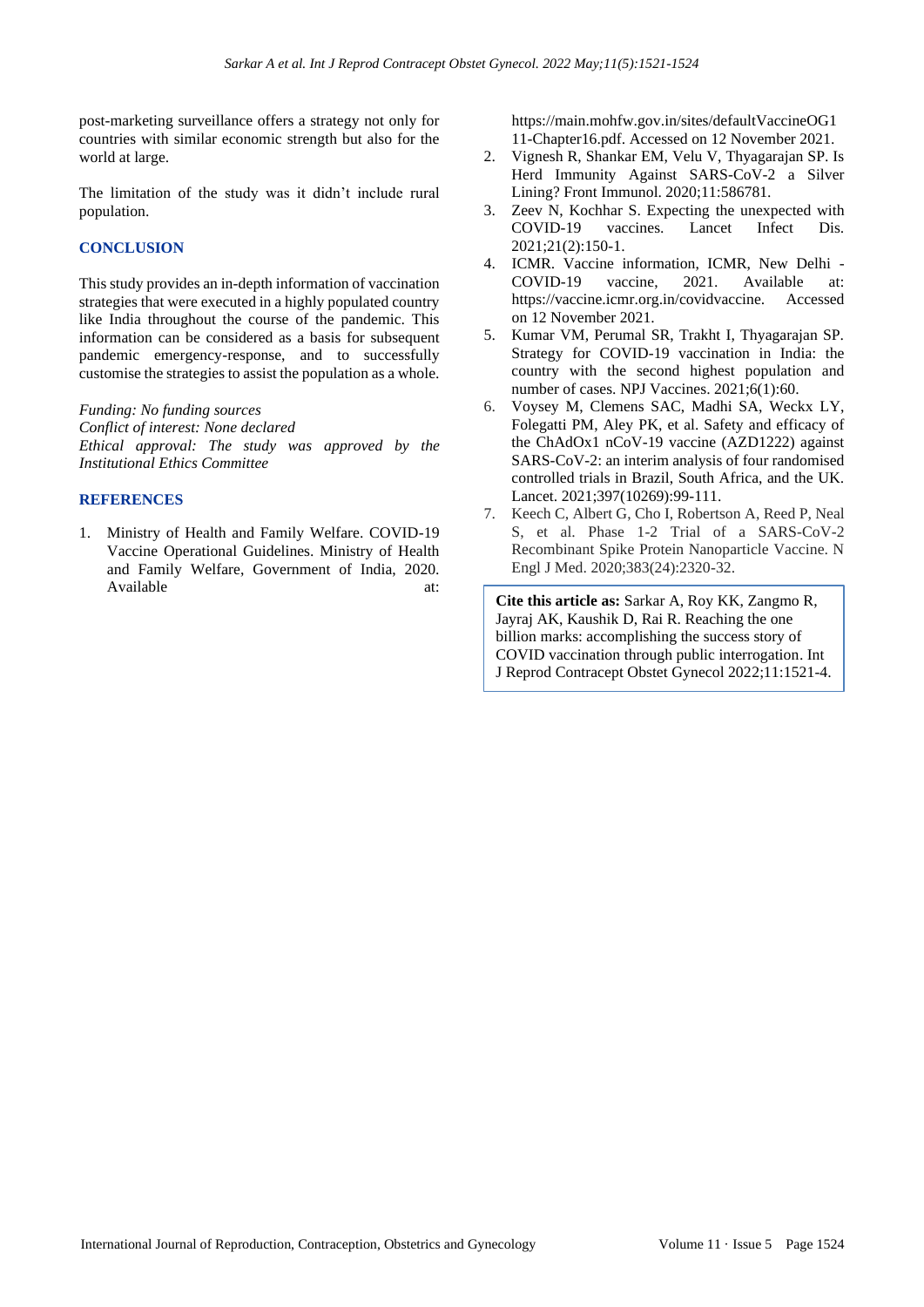post-marketing surveillance offers a strategy not only for countries with similar economic strength but also for the world at large.

The limitation of the study was it didn't include rural population.

## CONCLUSION

This study provides an in-depth information of vaccination strategies that were executed in a highly populated country like India throughout the course of the pandemic. This information can be considered as a basis for subsequent pandemic emergency-response, and to successfully customise the strategies to assist the population as a whole.

*Funding: No funding sources*
*Conflict of interest: None declared*
*Ethical approval: The study was approved by the Institutional Ethics Committee*

## REFERENCES

1. Ministry of Health and Family Welfare. COVID-19 Vaccine Operational Guidelines. Ministry of Health and Family Welfare, Government of India, 2020. Available at: https://main.mohfw.gov.in/sites/defaultVaccineOG111-Chapter16.pdf. Accessed on 12 November 2021.
2. Vignesh R, Shankar EM, Velu V, Thyagarajan SP. Is Herd Immunity Against SARS-CoV-2 a Silver Lining? Front Immunol. 2020;11:586781.
3. Zeev N, Kochhar S. Expecting the unexpected with COVID-19 vaccines. Lancet Infect Dis. 2021;21(2):150-1.
4. ICMR. Vaccine information, ICMR, New Delhi - COVID-19 vaccine, 2021. Available at: https://vaccine.icmr.org.in/covidvaccine. Accessed on 12 November 2021.
5. Kumar VM, Perumal SR, Trakht I, Thyagarajan SP. Strategy for COVID-19 vaccination in India: the country with the second highest population and number of cases. NPJ Vaccines. 2021;6(1):60.
6. Voysey M, Clemens SAC, Madhi SA, Weckx LY, Folegatti PM, Aley PK, et al. Safety and efficacy of the ChAdOx1 nCoV-19 vaccine (AZD1222) against SARS-CoV-2: an interim analysis of four randomised controlled trials in Brazil, South Africa, and the UK. Lancet. 2021;397(10269):99-111.
7. Keech C, Albert G, Cho I, Robertson A, Reed P, Neal S, et al. Phase 1-2 Trial of a SARS-CoV-2 Recombinant Spike Protein Nanoparticle Vaccine. N Engl J Med. 2020;383(24):2320-32.

**Cite this article as:** Sarkar A, Roy KK, Zangmo R, Jayraj AK, Kaushik D, Rai R. Reaching the one billion marks: accomplishing the success story of COVID vaccination through public interrogation. Int J Reprod Contracept Obstet Gynecol 2022;11:1521-4.